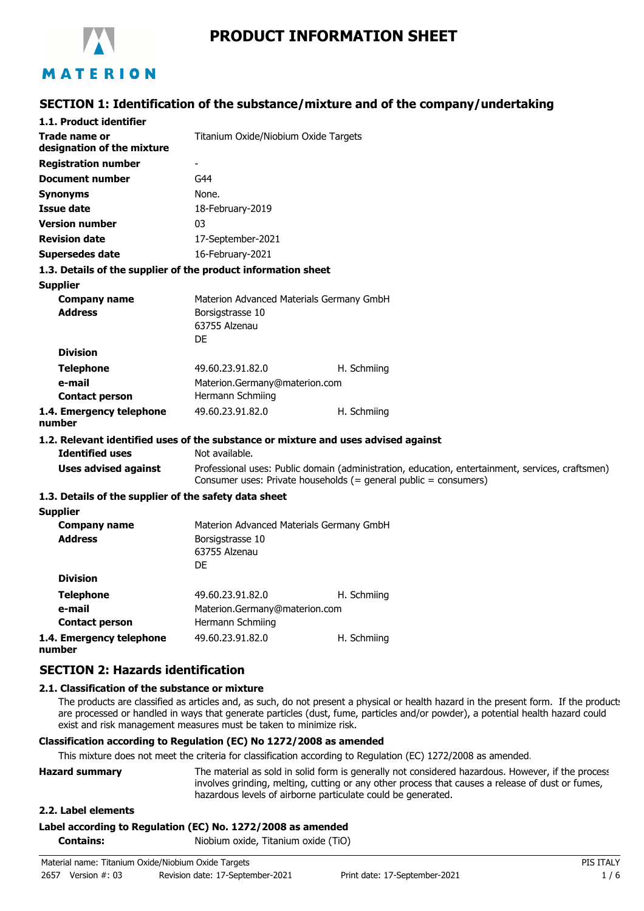# PRODUCT INFORMATION SHEET

## SECTION 1: Identification of the substance/mixture and of the company/undertaking

### 1.1. Product identifier

| | | |
|---|---|---|
| **Trade name or designation of the mixture** | Titanium Oxide/Niobium Oxide Targets | |
| **Registration number** | - | |
| **Document number** | G44 | |
| **Synonyms** | None. | |
| **Issue date** | 18-February-2019 | |
| **Version number** | 03 | |
| **Revision date** | 17-September-2021 | |
| **Supersedes date** | 16-February-2021 | |

### 1.3. Details of the supplier of the product information sheet

**Supplier**

| | | |
|---|---|---|
| **Company name** | Materion Advanced Materials Germany GmbH | |
| **Address** | Borsigstrasse 10<br>63755 Alzenau<br>DE | |
| **Division** | | |
| **Telephone** | 49.60.23.91.82.0 | H. Schmiing |
| **e-mail** | Materion.Germany@materion.com | |
| **Contact person** | Hermann Schmiing | |
| **1.4. Emergency telephone number** | 49.60.23.91.82.0 | H. Schmiing |

### 1.2. Relevant identified uses of the substance or mixture and uses advised against

| | |
|---|---|
| **Identified uses** | Not available. |
| **Uses advised against** | Professional uses: Public domain (administration, education, entertainment, services, craftsmen)<br>Consumer uses: Private households (= general public = consumers) |

### 1.3. Details of the supplier of the safety data sheet

**Supplier**

| | | |
|---|---|---|
| **Company name** | Materion Advanced Materials Germany GmbH | |
| **Address** | Borsigstrasse 10<br>63755 Alzenau<br>DE | |
| **Division** | | |
| **Telephone** | 49.60.23.91.82.0 | H. Schmiing |
| **e-mail** | Materion.Germany@materion.com | |
| **Contact person** | Hermann Schmiing | |
| **1.4. Emergency telephone number** | 49.60.23.91.82.0 | H. Schmiing |

## SECTION 2: Hazards identification

### 2.1. Classification of the substance or mixture

The products are classified as articles and, as such, do not present a physical or health hazard in the present form. If the products are processed or handled in ways that generate particles (dust, fume, particles and/or powder), a potential health hazard could exist and risk management measures must be taken to minimize risk.

**Classification according to Regulation (EC) No 1272/2008 as amended**

This mixture does not meet the criteria for classification according to Regulation (EC) 1272/2008 as amended.

**Hazard summary** The material as sold in solid form is generally not considered hazardous. However, if the process involves grinding, melting, cutting or any other process that causes a release of dust or fumes, hazardous levels of airborne particulate could be generated.

### 2.2. Label elements

**Label according to Regulation (EC) No. 1272/2008 as amended**

**Contains:** Niobium oxide, Titanium oxide (TiO)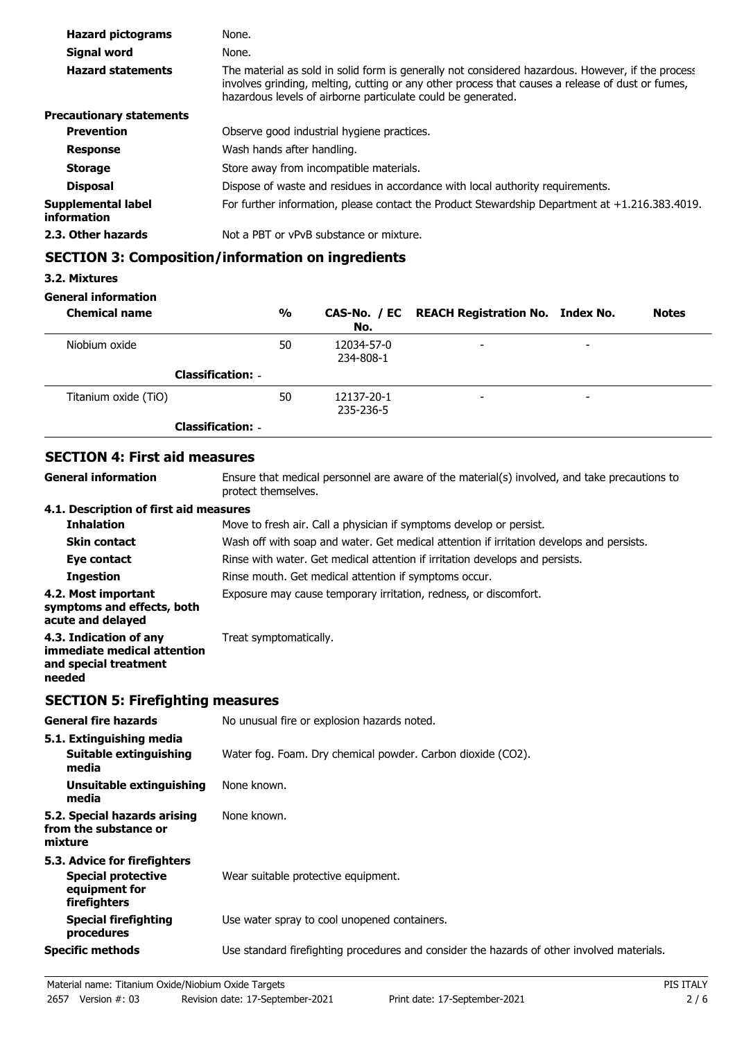| | |
|---|---|
| **Hazard pictograms** | None. |
| **Signal word** | None. |
| **Hazard statements** | The material as sold in solid form is generally not considered hazardous. However, if the process involves grinding, melting, cutting or any other process that causes a release of dust or fumes, hazardous levels of airborne particulate could be generated. |
| **Precautionary statements** | |
| **Prevention** | Observe good industrial hygiene practices. |
| **Response** | Wash hands after handling. |
| **Storage** | Store away from incompatible materials. |
| **Disposal** | Dispose of waste and residues in accordance with local authority requirements. |
| **Supplemental label information** | For further information, please contact the Product Stewardship Department at +1.216.383.4019. |
| **2.3. Other hazards** | Not a PBT or vPvB substance or mixture. |

## SECTION 3: Composition/information on ingredients

### 3.2. Mixtures

**General information**

| Chemical name | % | CAS-No. / EC No. | REACH Registration No. | Index No. | Notes |
|---|---|---|---|---|---|
| Niobium oxide | 50 | 12034-57-0 234-808-1 | - | - | |
| **Classification:** - | | | | | |
| Titanium oxide (TiO) | 50 | 12137-20-1 235-236-5 | - | - | |
| **Classification:** - | | | | | |

## SECTION 4: First aid measures

| | |
|---|---|
| **General information** | Ensure that medical personnel are aware of the material(s) involved, and take precautions to protect themselves. |
| **4.1. Description of first aid measures** | |
| **Inhalation** | Move to fresh air. Call a physician if symptoms develop or persist. |
| **Skin contact** | Wash off with soap and water. Get medical attention if irritation develops and persists. |
| **Eye contact** | Rinse with water. Get medical attention if irritation develops and persists. |
| **Ingestion** | Rinse mouth. Get medical attention if symptoms occur. |
| **4.2. Most important symptoms and effects, both acute and delayed** | Exposure may cause temporary irritation, redness, or discomfort. |
| **4.3. Indication of any immediate medical attention and special treatment needed** | Treat symptomatically. |

## SECTION 5: Firefighting measures

| | |
|---|---|
| **General fire hazards** | No unusual fire or explosion hazards noted. |
| **5.1. Extinguishing media** | |
| **Suitable extinguishing media** | Water fog. Foam. Dry chemical powder. Carbon dioxide ($CO_2$). |
| **Unsuitable extinguishing media** | None known. |
| **5.2. Special hazards arising from the substance or mixture** | None known. |
| **5.3. Advice for firefighters** | |
| **Special protective equipment for firefighters** | Wear suitable protective equipment. |
| **Special firefighting procedures** | Use water spray to cool unopened containers. |
| **Specific methods** | Use standard firefighting procedures and consider the hazards of other involved materials. |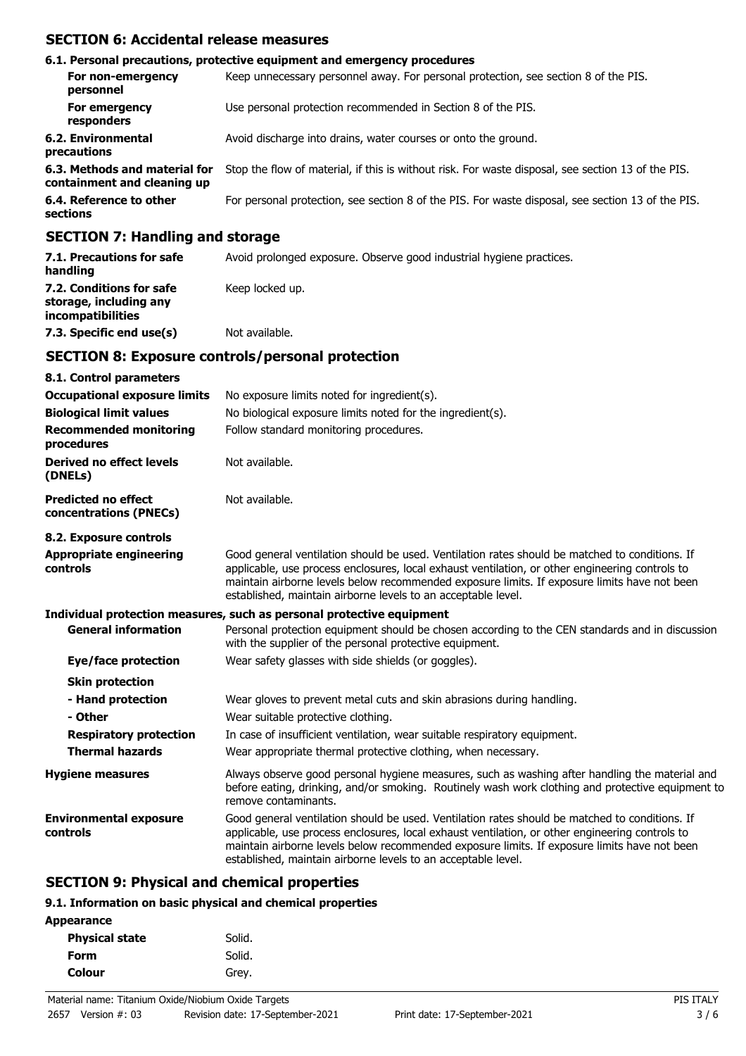## SECTION 6: Accidental release measures

### 6.1. Personal precautions, protective equipment and emergency procedures

| | |
|---|---|
| **For non-emergency personnel** | Keep unnecessary personnel away. For personal protection, see section 8 of the PIS. |
| **For emergency responders** | Use personal protection recommended in Section 8 of the PIS. |
| **6.2. Environmental precautions** | Avoid discharge into drains, water courses or onto the ground. |
| **6.3. Methods and material for containment and cleaning up** | Stop the flow of material, if this is without risk. For waste disposal, see section 13 of the PIS. |
| **6.4. Reference to other sections** | For personal protection, see section 8 of the PIS. For waste disposal, see section 13 of the PIS. |

## SECTION 7: Handling and storage

| | |
|---|---|
| **7.1. Precautions for safe handling** | Avoid prolonged exposure. Observe good industrial hygiene practices. |
| **7.2. Conditions for safe storage, including any incompatibilities** | Keep locked up. |
| **7.3. Specific end use(s)** | Not available. |

## SECTION 8: Exposure controls/personal protection

### 8.1. Control parameters

| | |
|---|---|
| **Occupational exposure limits** | No exposure limits noted for ingredient(s). |
| **Biological limit values** | No biological exposure limits noted for the ingredient(s). |
| **Recommended monitoring procedures** | Follow standard monitoring procedures. |
| **Derived no effect levels (DNELs)** | Not available. |
| **Predicted no effect concentrations (PNECs)** | Not available. |

### 8.2. Exposure controls

| | |
|---|---|
| **Appropriate engineering controls** | Good general ventilation should be used. Ventilation rates should be matched to conditions. If applicable, use process enclosures, local exhaust ventilation, or other engineering controls to maintain airborne levels below recommended exposure limits. If exposure limits have not been established, maintain airborne levels to an acceptable level. |

**Individual protection measures, such as personal protective equipment**

| | |
|---|---|
| **General information** | Personal protection equipment should be chosen according to the CEN standards and in discussion with the supplier of the personal protective equipment. |
| **Eye/face protection** | Wear safety glasses with side shields (or goggles). |
| **Skin protection** | |
| **- Hand protection** | Wear gloves to prevent metal cuts and skin abrasions during handling. |
| **- Other** | Wear suitable protective clothing. |
| **Respiratory protection** | In case of insufficient ventilation, wear suitable respiratory equipment. |
| **Thermal hazards** | Wear appropriate thermal protective clothing, when necessary. |
| **Hygiene measures** | Always observe good personal hygiene measures, such as washing after handling the material and before eating, drinking, and/or smoking. Routinely wash work clothing and protective equipment to remove contaminants. |
| **Environmental exposure controls** | Good general ventilation should be used. Ventilation rates should be matched to conditions. If applicable, use process enclosures, local exhaust ventilation, or other engineering controls to maintain airborne levels below recommended exposure limits. If exposure limits have not been established, maintain airborne levels to an acceptable level. |

## SECTION 9: Physical and chemical properties

### 9.1. Information on basic physical and chemical properties

**Appearance**

| | |
|---|---|
| **Physical state** | Solid. |
| **Form** | Solid. |
| **Colour** | Grey. |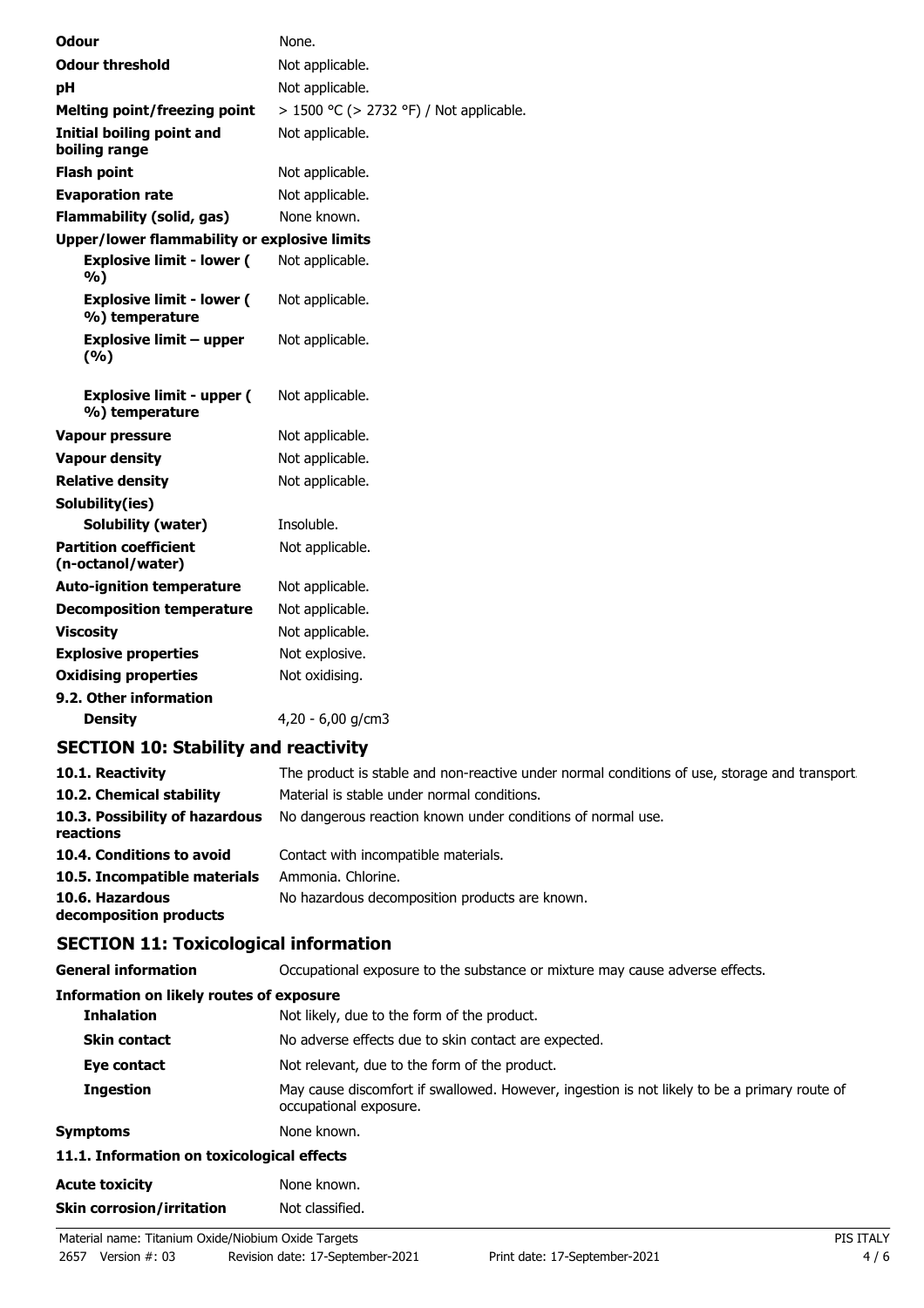| | |
|---|---|
| **Odour** | None. |
| **Odour threshold** | Not applicable. |
| **pH** | Not applicable. |
| **Melting point/freezing point** | > 1500 °C (> 2732 °F) / Not applicable. |
| **Initial boiling point and boiling range** | Not applicable. |
| **Flash point** | Not applicable. |
| **Evaporation rate** | Not applicable. |
| **Flammability (solid, gas)** | None known. |
| **Upper/lower flammability or explosive limits** | |
| **Explosive limit - lower ( %)** | Not applicable. |
| **Explosive limit - lower ( %) temperature** | Not applicable. |
| **Explosive limit – upper (%)** | Not applicable. |
| **Explosive limit - upper ( %) temperature** | Not applicable. |
| **Vapour pressure** | Not applicable. |
| **Vapour density** | Not applicable. |
| **Relative density** | Not applicable. |
| **Solubility(ies)** | |
| **Solubility (water)** | Insoluble. |
| **Partition coefficient (n-octanol/water)** | Not applicable. |
| **Auto-ignition temperature** | Not applicable. |
| **Decomposition temperature** | Not applicable. |
| **Viscosity** | Not applicable. |
| **Explosive properties** | Not explosive. |
| **Oxidising properties** | Not oxidising. |
| **9.2. Other information** | |
| **Density** | 4,20 - 6,00 g/cm3 |

## SECTION 10: Stability and reactivity

| | |
|---|---|
| **10.1. Reactivity** | The product is stable and non-reactive under normal conditions of use, storage and transport. |
| **10.2. Chemical stability** | Material is stable under normal conditions. |
| **10.3. Possibility of hazardous reactions** | No dangerous reaction known under conditions of normal use. |
| **10.4. Conditions to avoid** | Contact with incompatible materials. |
| **10.5. Incompatible materials** | Ammonia. Chlorine. |
| **10.6. Hazardous decomposition products** | No hazardous decomposition products are known. |

## SECTION 11: Toxicological information

| | |
|---|---|
| **General information** | Occupational exposure to the substance or mixture may cause adverse effects. |
| **Information on likely routes of exposure** | |
| **Inhalation** | Not likely, due to the form of the product. |
| **Skin contact** | No adverse effects due to skin contact are expected. |
| **Eye contact** | Not relevant, due to the form of the product. |
| **Ingestion** | May cause discomfort if swallowed. However, ingestion is not likely to be a primary route of occupational exposure. |
| **Symptoms** | None known. |
| **11.1. Information on toxicological effects** | |
| **Acute toxicity** | None known. |
| **Skin corrosion/irritation** | Not classified. |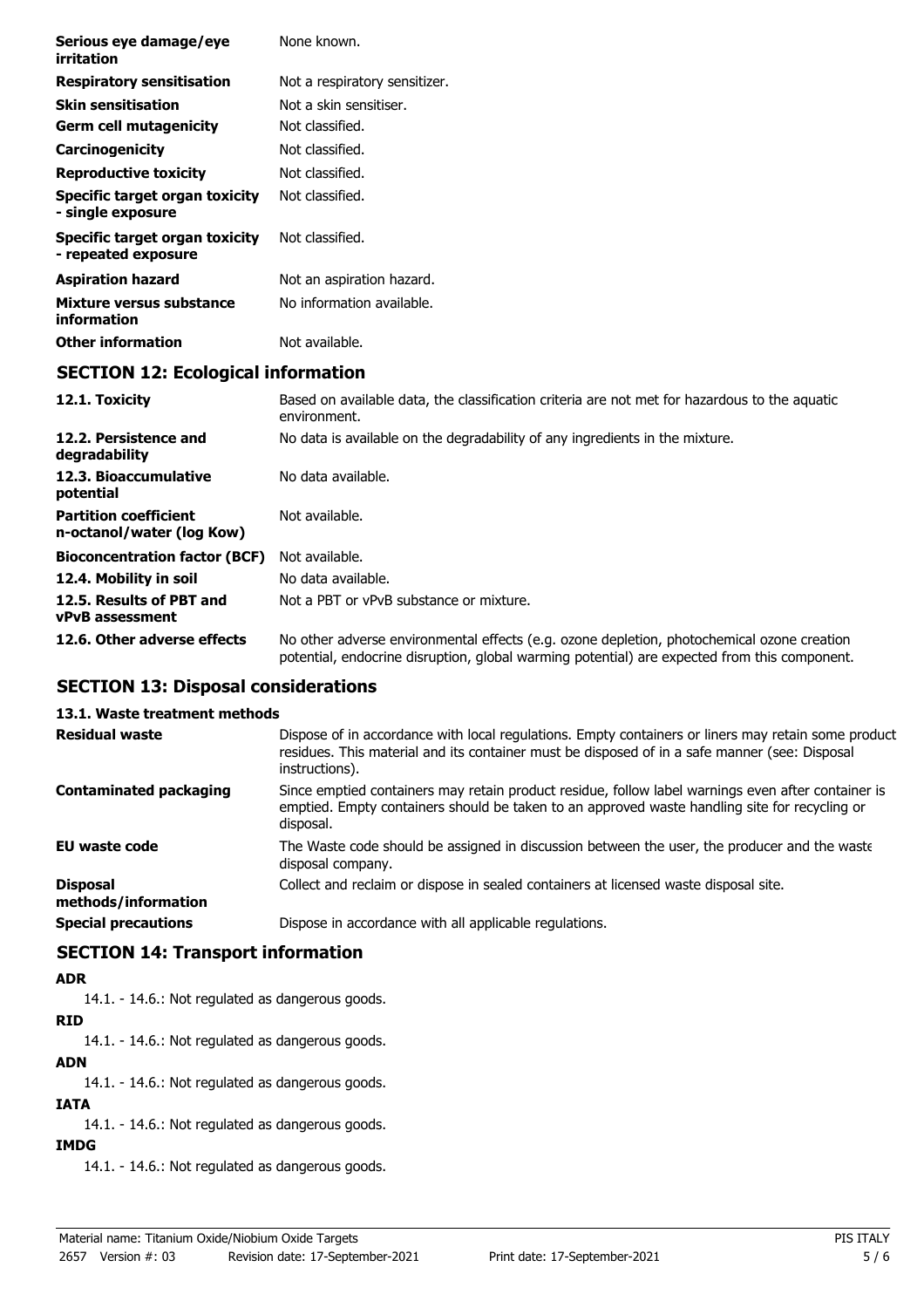| | |
|---|---|
| **Serious eye damage/eye irritation** | None known. |
| **Respiratory sensitisation** | Not a respiratory sensitizer. |
| **Skin sensitisation** | Not a skin sensitiser. |
| **Germ cell mutagenicity** | Not classified. |
| **Carcinogenicity** | Not classified. |
| **Reproductive toxicity** | Not classified. |
| **Specific target organ toxicity - single exposure** | Not classified. |
| **Specific target organ toxicity - repeated exposure** | Not classified. |
| **Aspiration hazard** | Not an aspiration hazard. |
| **Mixture versus substance information** | No information available. |
| **Other information** | Not available. |

## SECTION 12: Ecological information

| | |
|---|---|
| **12.1. Toxicity** | Based on available data, the classification criteria are not met for hazardous to the aquatic environment. |
| **12.2. Persistence and degradability** | No data is available on the degradability of any ingredients in the mixture. |
| **12.3. Bioaccumulative potential** | No data available. |
| **Partition coefficient n-octanol/water (log Kow)** | Not available. |
| **Bioconcentration factor (BCF)** | Not available. |
| **12.4. Mobility in soil** | No data available. |
| **12.5. Results of PBT and vPvB assessment** | Not a PBT or vPvB substance or mixture. |
| **12.6. Other adverse effects** | No other adverse environmental effects (e.g. ozone depletion, photochemical ozone creation potential, endocrine disruption, global warming potential) are expected from this component. |

## SECTION 13: Disposal considerations

**13.1. Waste treatment methods**

| | |
|---|---|
| **Residual waste** | Dispose of in accordance with local regulations. Empty containers or liners may retain some product residues. This material and its container must be disposed of in a safe manner (see: Disposal instructions). |
| **Contaminated packaging** | Since emptied containers may retain product residue, follow label warnings even after container is emptied. Empty containers should be taken to an approved waste handling site for recycling or disposal. |
| **EU waste code** | The Waste code should be assigned in discussion between the user, the producer and the waste disposal company. |
| **Disposal methods/information** | Collect and reclaim or dispose in sealed containers at licensed waste disposal site. |
| **Special precautions** | Dispose in accordance with all applicable regulations. |

## SECTION 14: Transport information

**ADR**

14.1. - 14.6.: Not regulated as dangerous goods.

**RID**

14.1. - 14.6.: Not regulated as dangerous goods.

**ADN**

14.1. - 14.6.: Not regulated as dangerous goods.

**IATA**

14.1. - 14.6.: Not regulated as dangerous goods.

**IMDG**

14.1. - 14.6.: Not regulated as dangerous goods.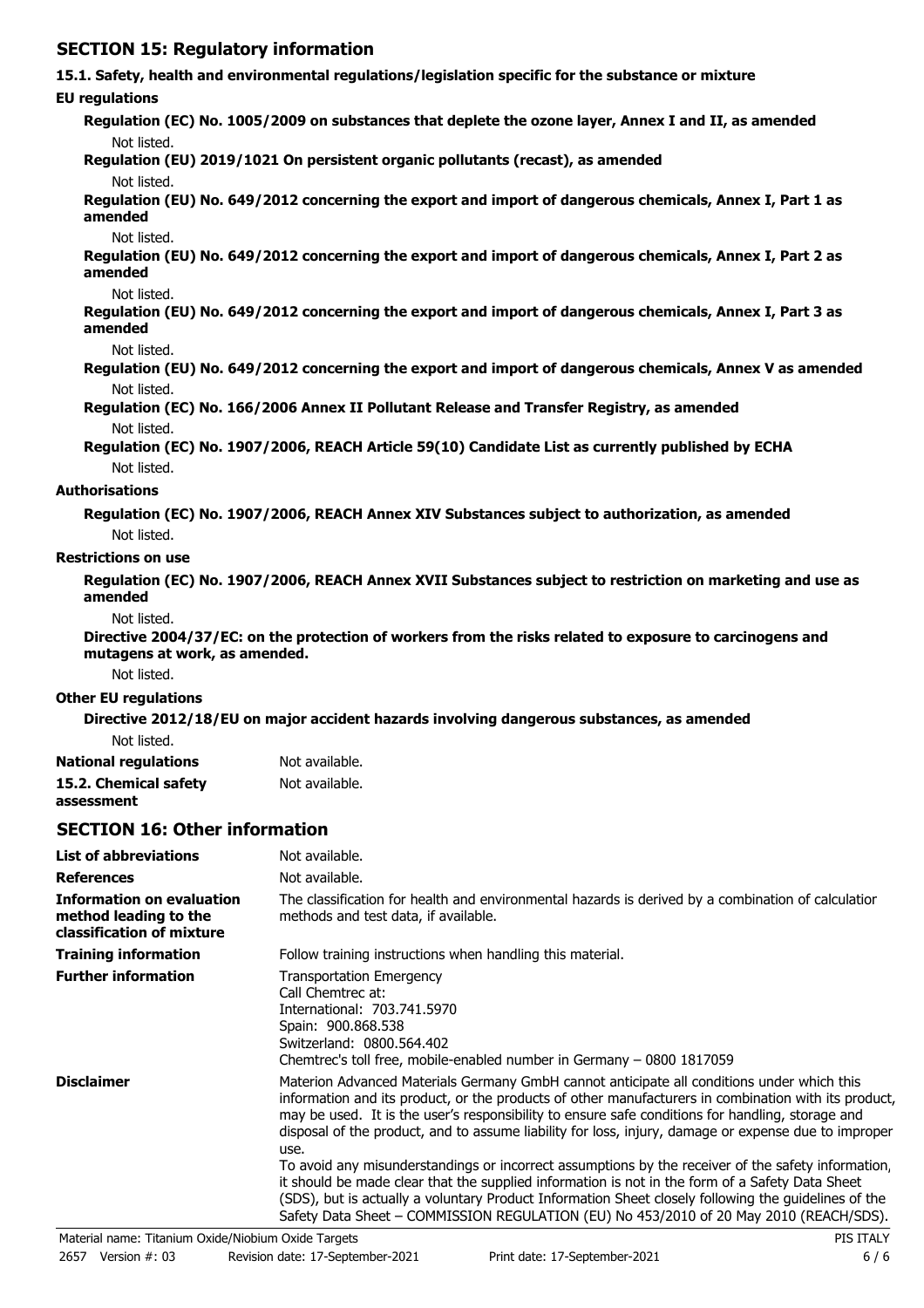## SECTION 15: Regulatory information

### 15.1. Safety, health and environmental regulations/legislation specific for the substance or mixture

**EU regulations**

**Regulation (EC) No. 1005/2009 on substances that deplete the ozone layer, Annex I and II, as amended**

Not listed.

**Regulation (EU) 2019/1021 On persistent organic pollutants (recast), as amended**

Not listed.

**Regulation (EU) No. 649/2012 concerning the export and import of dangerous chemicals, Annex I, Part 1 as amended**

Not listed.

**Regulation (EU) No. 649/2012 concerning the export and import of dangerous chemicals, Annex I, Part 2 as amended**

Not listed.

**Regulation (EU) No. 649/2012 concerning the export and import of dangerous chemicals, Annex I, Part 3 as amended**

Not listed.

**Regulation (EU) No. 649/2012 concerning the export and import of dangerous chemicals, Annex V as amended**

Not listed.

**Regulation (EC) No. 166/2006 Annex II Pollutant Release and Transfer Registry, as amended**

Not listed.

**Regulation (EC) No. 1907/2006, REACH Article 59(10) Candidate List as currently published by ECHA**

Not listed.

**Authorisations**

**Regulation (EC) No. 1907/2006, REACH Annex XIV Substances subject to authorization, as amended**

Not listed.

**Restrictions on use**

**Regulation (EC) No. 1907/2006, REACH Annex XVII Substances subject to restriction on marketing and use as amended**

Not listed.

**Directive 2004/37/EC: on the protection of workers from the risks related to exposure to carcinogens and mutagens at work, as amended.**

Not listed.

**Other EU regulations**

**Directive 2012/18/EU on major accident hazards involving dangerous substances, as amended**

Not listed.

**National regulations** Not available.

**15.2. Chemical safety assessment** Not available.

## SECTION 16: Other information

**List of abbreviations** Not available.

**References** Not available.

**Information on evaluation method leading to the classification of mixture** The classification for health and environmental hazards is derived by a combination of calculatior methods and test data, if available.

**Training information** Follow training instructions when handling this material.

**Further information**

Transportation Emergency
Call Chemtrec at:
International: 703.741.5970
Spain: 900.868.538
Switzerland: 0800.564.402
Chemtrec's toll free, mobile-enabled number in Germany – 0800 1817059

**Disclaimer**

Materion Advanced Materials Germany GmbH cannot anticipate all conditions under which this information and its product, or the products of other manufacturers in combination with its product, may be used. It is the user's responsibility to ensure safe conditions for handling, storage and disposal of the product, and to assume liability for loss, injury, damage or expense due to improper use.

To avoid any misunderstandings or incorrect assumptions by the receiver of the safety information, it should be made clear that the supplied information is not in the form of a Safety Data Sheet (SDS), but is actually a voluntary Product Information Sheet closely following the guidelines of the Safety Data Sheet – COMMISSION REGULATION (EU) No 453/2010 of 20 May 2010 (REACH/SDS).